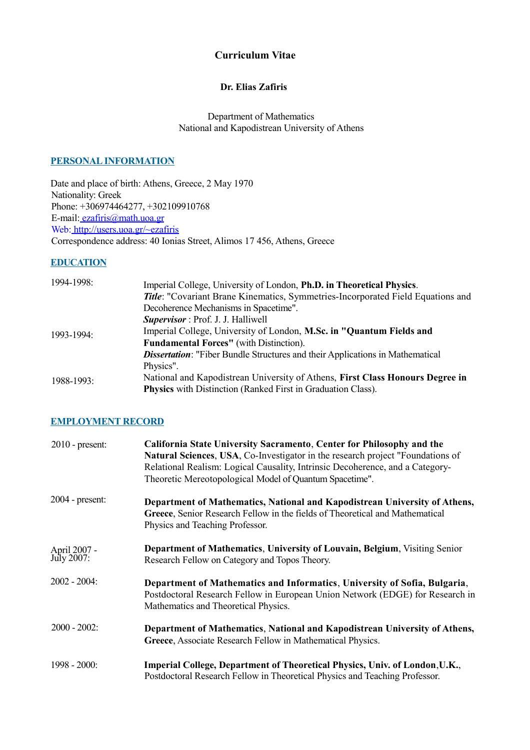# Curriculum Vitae

## Dr. Elias Zafiris

Department of Mathematics
National and Kapodistrean University of Athens

## PERSONAL INFORMATION

Date and place of birth: Athens, Greece, 2 May 1970
Nationality: Greek
Phone: +306974464277, +302109910768
E-mail: ezafiris@math.uoa.gr
Web: http://users.uoa.gr/~ezafiris
Correspondence address: 40 Ionias Street, Alimos 17 456, Athens, Greece

## EDUCATION

**1994-1998:** Imperial College, University of London, **Ph.D. in Theoretical Physics**.
***Title***: "Covariant Brane Kinematics, Symmetries-Incorporated Field Equations and Decoherence Mechanisms in Spacetime".
***Supervisor*** : Prof. J. J. Halliwell

**1993-1994:** Imperial College, University of London, **M.Sc. in "Quantum Fields and Fundamental Forces"** (with Distinction).
***Dissertation***: "Fiber Bundle Structures and their Applications in Mathematical Physics".

**1988-1993:** National and Kapodistrean University of Athens, **First Class Honours Degree in Physics** with Distinction (Ranked First in Graduation Class).

## EMPLOYMENT RECORD

**2010 - present:** **California State University Sacramento**, **Center for Philosophy and the Natural Sciences**, **USA**, Co-Investigator in the research project "Foundations of Relational Realism: Logical Causality, Intrinsic Decoherence, and a Category-Theoretic Mereotopological Model of Quantum Spacetime".

**2004 - present:** **Department of Mathematics, National and Kapodistrean University of Athens, Greece**, Senior Research Fellow in the fields of Theoretical and Mathematical Physics and Teaching Professor.

**April 2007 - July 2007:** **Department of Mathematics**, **University of Louvain, Belgium**, Visiting Senior Research Fellow on Category and Topos Theory.

**2002 - 2004:** **Department of Mathematics and Informatics**, **University of Sofia, Bulgaria**, Postdoctoral Research Fellow in European Union Network (EDGE) for Research in Mathematics and Theoretical Physics.

**2000 - 2002:** **Department of Mathematics**, **National and Kapodistrean University of Athens, Greece**, Associate Research Fellow in Mathematical Physics.

**1998 - 2000:** **Imperial College, Department of Theoretical Physics, Univ. of London**,**U.K.**, Postdoctoral Research Fellow in Theoretical Physics and Teaching Professor.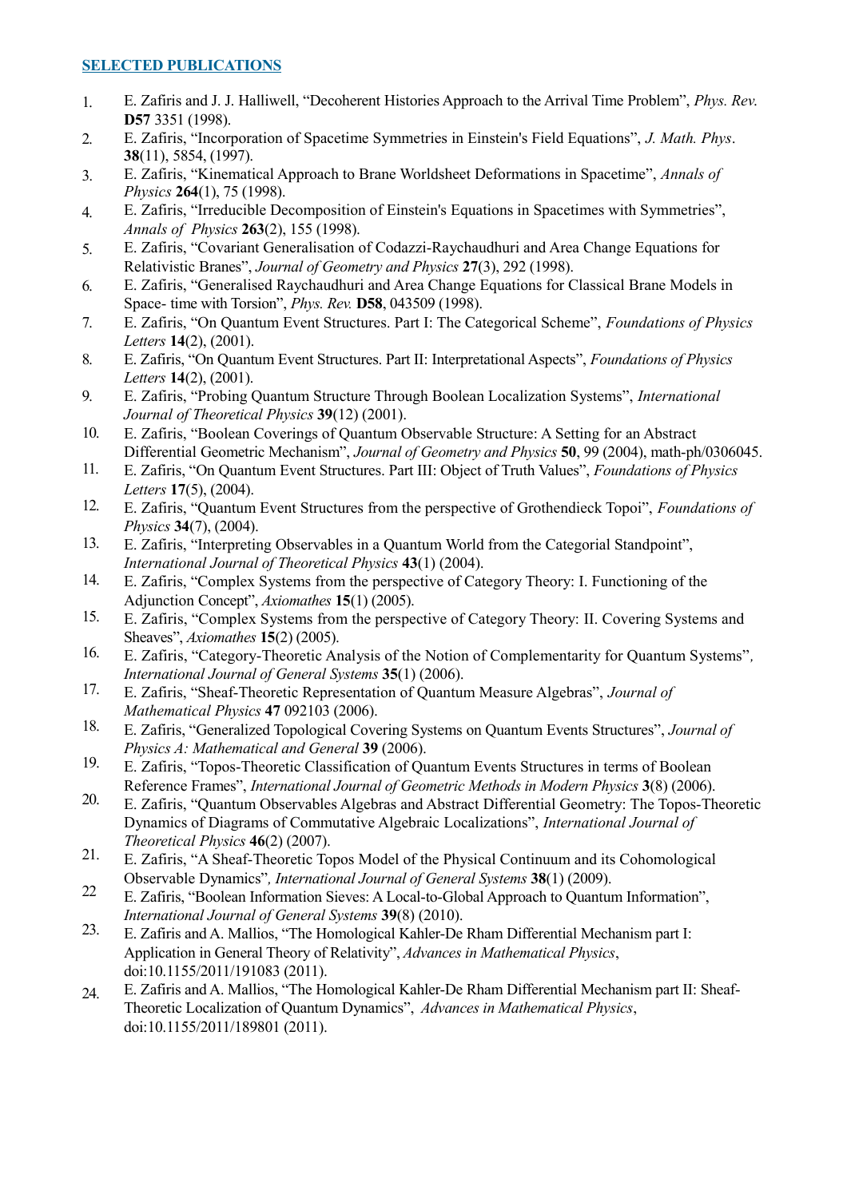## SELECTED PUBLICATIONS

1. E. Zafiris and J. J. Halliwell, "Decoherent Histories Approach to the Arrival Time Problem", *Phys. Rev.* **D57** 3351 (1998).
2. E. Zafiris, "Incorporation of Spacetime Symmetries in Einstein's Field Equations", *J. Math. Phys*. **38**(11), 5854, (1997).
3. E. Zafiris, "Kinematical Approach to Brane Worldsheet Deformations in Spacetime", *Annals of Physics* **264**(1), 75 (1998).
4. E. Zafiris, "Irreducible Decomposition of Einstein's Equations in Spacetimes with Symmetries", *Annals of Physics* **263**(2), 155 (1998).
5. E. Zafiris, "Covariant Generalisation of Codazzi-Raychaudhuri and Area Change Equations for Relativistic Branes", *Journal of Geometry and Physics* **27**(3), 292 (1998).
6. E. Zafiris, "Generalised Raychaudhuri and Area Change Equations for Classical Brane Models in Space- time with Torsion", *Phys. Rev.* **D58**, 043509 (1998).
7. E. Zafiris, "On Quantum Event Structures. Part I: The Categorical Scheme", *Foundations of Physics Letters* **14**(2), (2001).
8. E. Zafiris, "On Quantum Event Structures. Part II: Interpretational Aspects", *Foundations of Physics Letters* **14**(2), (2001).
9. E. Zafiris, "Probing Quantum Structure Through Boolean Localization Systems", *International Journal of Theoretical Physics* **39**(12) (2001).
10. E. Zafiris, "Boolean Coverings of Quantum Observable Structure: A Setting for an Abstract Differential Geometric Mechanism", *Journal of Geometry and Physics* **50**, 99 (2004), math-ph/0306045.
11. E. Zafiris, "On Quantum Event Structures. Part III: Object of Truth Values", *Foundations of Physics Letters* **17**(5), (2004).
12. E. Zafiris, "Quantum Event Structures from the perspective of Grothendieck Topoi", *Foundations of Physics* **34**(7), (2004).
13. E. Zafiris, "Interpreting Observables in a Quantum World from the Categorial Standpoint", *International Journal of Theoretical Physics* **43**(1) (2004).
14. E. Zafiris, "Complex Systems from the perspective of Category Theory: I. Functioning of the Adjunction Concept", *Axiomathes* **15**(1) (2005).
15. E. Zafiris, "Complex Systems from the perspective of Category Theory: II. Covering Systems and Sheaves", *Axiomathes* **15**(2) (2005).
16. E. Zafiris, "Category-Theoretic Analysis of the Notion of Complementarity for Quantum Systems", *International Journal of General Systems* **35**(1) (2006).
17. E. Zafiris, "Sheaf-Theoretic Representation of Quantum Measure Algebras", *Journal of Mathematical Physics* **47** 092103 (2006).
18. E. Zafiris, "Generalized Topological Covering Systems on Quantum Events Structures", *Journal of Physics A: Mathematical and General* **39** (2006).
19. E. Zafiris, "Topos-Theoretic Classification of Quantum Events Structures in terms of Boolean Reference Frames", *International Journal of Geometric Methods in Modern Physics* **3**(8) (2006).
20. E. Zafiris, "Quantum Observables Algebras and Abstract Differential Geometry: The Topos-Theoretic Dynamics of Diagrams of Commutative Algebraic Localizations", *International Journal of Theoretical Physics* **46**(2) (2007).
21. E. Zafiris, "A Sheaf-Theoretic Topos Model of the Physical Continuum and its Cohomological Observable Dynamics", *International Journal of General Systems* **38**(1) (2009).
22. E. Zafiris, "Boolean Information Sieves: A Local-to-Global Approach to Quantum Information", *International Journal of General Systems* **39**(8) (2010).
23. E. Zafiris and A. Mallios, "The Homological Kahler-De Rham Differential Mechanism part I: Application in General Theory of Relativity", *Advances in Mathematical Physics*, doi:10.1155/2011/191083 (2011).
24. E. Zafiris and A. Mallios, "The Homological Kahler-De Rham Differential Mechanism part II: Sheaf-Theoretic Localization of Quantum Dynamics", *Advances in Mathematical Physics*, doi:10.1155/2011/189801 (2011).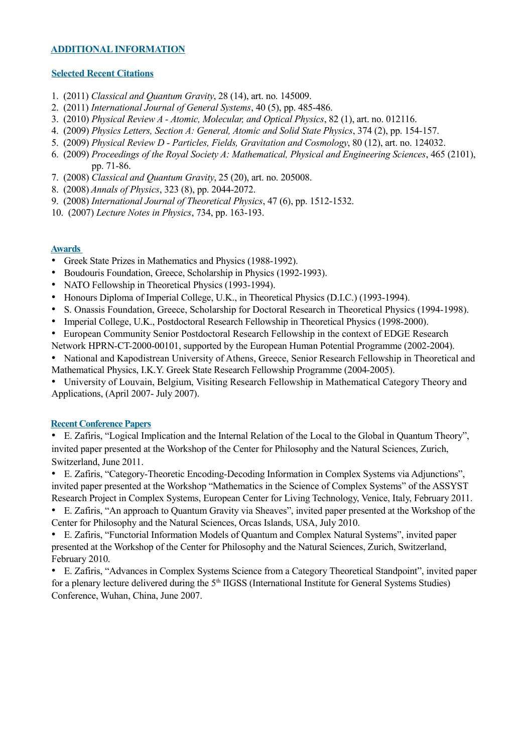## ADDITIONAL INFORMATION

### Selected Recent Citations

1. (2011) *Classical and Quantum Gravity*, 28 (14), art. no. 145009.
2. (2011) *International Journal of General Systems*, 40 (5), pp. 485-486.
3. (2010) *Physical Review A - Atomic, Molecular, and Optical Physics*, 82 (1), art. no. 012116.
4. (2009) *Physics Letters, Section A: General, Atomic and Solid State Physics*, 374 (2), pp. 154-157.
5. (2009) *Physical Review D - Particles, Fields, Gravitation and Cosmology*, 80 (12), art. no. 124032.
6. (2009) *Proceedings of the Royal Society A: Mathematical, Physical and Engineering Sciences*, 465 (2101), pp. 71-86.
7. (2008) *Classical and Quantum Gravity*, 25 (20), art. no. 205008.
8. (2008) *Annals of Physics*, 323 (8), pp. 2044-2072.
9. (2008) *International Journal of Theoretical Physics*, 47 (6), pp. 1512-1532.
10. (2007) *Lecture Notes in Physics*, 734, pp. 163-193.

### Awards

- Greek State Prizes in Mathematics and Physics (1988-1992).
- Boudouris Foundation, Greece, Scholarship in Physics (1992-1993).
- NATO Fellowship in Theoretical Physics (1993-1994).
- Honours Diploma of Imperial College, U.K., in Theoretical Physics (D.I.C.) (1993-1994).
- S. Onassis Foundation, Greece, Scholarship for Doctoral Research in Theoretical Physics (1994-1998).
- Imperial College, U.K., Postdoctoral Research Fellowship in Theoretical Physics (1998-2000).
- European Community Senior Postdoctoral Research Fellowship in the context of EDGE Research Network HPRN-CT-2000-00101, supported by the European Human Potential Programme (2002-2004).
- National and Kapodistrean University of Athens, Greece, Senior Research Fellowship in Theoretical and Mathematical Physics, I.K.Y. Greek State Research Fellowship Programme (2004-2005).
- University of Louvain, Belgium, Visiting Research Fellowship in Mathematical Category Theory and Applications, (April 2007- July 2007).

### Recent Conference Papers

- E. Zafiris, "Logical Implication and the Internal Relation of the Local to the Global in Quantum Theory", invited paper presented at the Workshop of the Center for Philosophy and the Natural Sciences, Zurich, Switzerland, June 2011.
- E. Zafiris, "Category-Theoretic Encoding-Decoding Information in Complex Systems via Adjunctions", invited paper presented at the Workshop "Mathematics in the Science of Complex Systems" of the ASSYST Research Project in Complex Systems, European Center for Living Technology, Venice, Italy, February 2011.
- E. Zafiris, "An approach to Quantum Gravity via Sheaves", invited paper presented at the Workshop of the Center for Philosophy and the Natural Sciences, Orcas Islands, USA, July 2010.
- E. Zafiris, "Functorial Information Models of Quantum and Complex Natural Systems", invited paper presented at the Workshop of the Center for Philosophy and the Natural Sciences, Zurich, Switzerland, February 2010.
- E. Zafiris, "Advances in Complex Systems Science from a Category Theoretical Standpoint", invited paper for a plenary lecture delivered during the 5th IIGSS (International Institute for General Systems Studies) Conference, Wuhan, China, June 2007.